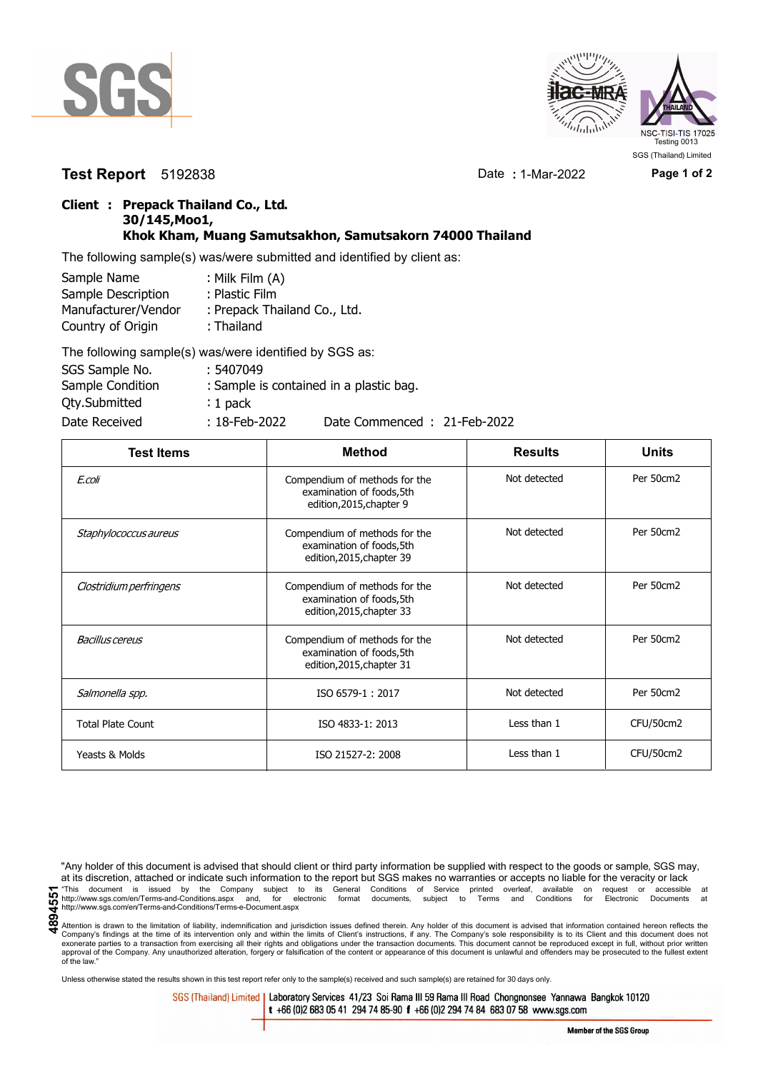SGS

NSC-TISI-TIS 17025
Testing 0013
SGS (Thailand) Limited

**Test Report** 5192838 Date : 1-Mar-2022

## Client : Prepack Thailand Co., Ltd.
**30/145,Moo1,**
**Khok Kham, Muang Samutsakhon, Samutsakorn 74000 Thailand**

The following sample(s) was/were submitted and identified by client as:

Sample Name : Milk Film (A)
Sample Description : Plastic Film
Manufacturer/Vendor : Prepack Thailand Co., Ltd.
Country of Origin : Thailand

The following sample(s) was/were identified by SGS as:

SGS Sample No. : 5407049
Sample Condition : Sample is contained in a plastic bag.
Qty.Submitted : 1 pack
Date Received : 18-Feb-2022 Date Commenced : 21-Feb-2022

| Test Items | Method | Results | Units |
|---|---|---|---|
| *E.coli* | Compendium of methods for the examination of foods,5th edition,2015,chapter 9 | Not detected | Per 50cm2 |
| *Staphylococcus aureus* | Compendium of methods for the examination of foods,5th edition,2015,chapter 39 | Not detected | Per 50cm2 |
| *Clostridium perfringens* | Compendium of methods for the examination of foods,5th edition,2015,chapter 33 | Not detected | Per 50cm2 |
| *Bacillus cereus* | Compendium of methods for the examination of foods,5th edition,2015,chapter 31 | Not detected | Per 50cm2 |
| *Salmonella spp.* | ISO 6579-1 : 2017 | Not detected | Per 50cm2 |
| Total Plate Count | ISO 4833-1: 2013 | Less than 1 | CFU/50cm2 |
| Yeasts & Molds | ISO 21527-2: 2008 | Less than 1 | CFU/50cm2 |

"Any holder of this document is advised that should client or third party information be supplied with respect to the goods or sample, SGS may, at its discretion, attached or indicate such information to the report but SGS makes no warranties or accepts no liable for the veracity or lack

"This document is issued by the Company subject to its General Conditions of Service printed overleaf, available on request or accessible at http://www.sgs.com/en/Terms-and-Conditions.aspx and, for electronic format documents, subject to Terms and Conditions for Electronic Documents at http://www.sgs.com/en/Terms-and-Conditions/Terms-e-Document.aspx

Attention is drawn to the limitation of liability, indemnification and jurisdiction issues defined therein. Any holder of this document is advised that information contained hereon reflects the Company's findings at the time of its intervention only and within the limits of Client's instructions, if any. The Company's sole responsibility is to its Client and this document does not exonerate parties to a transaction from exercising all their rights and obligations under the transaction documents. This document cannot be reproduced except in full, without prior written approval of the Company. Any unauthorized alteration, forgery or falsification of the content or appearance of this document is unlawful and offenders may be prosecuted to the fullest extent of the law."

4894551

Unless otherwise stated the results shown in this test report refer only to the sample(s) received and such sample(s) are retained for 30 days only.

SGS (Thailand) Limited | Laboratory Services 41/23 Soi Rama III 59 Rama III Road Chongnonsee Yannawa Bangkok 10120
t +66 (0)2 683 05 41 294 74 85-90 f +66 (0)2 294 74 84 683 07 58 www.sgs.com

Member of the SGS Group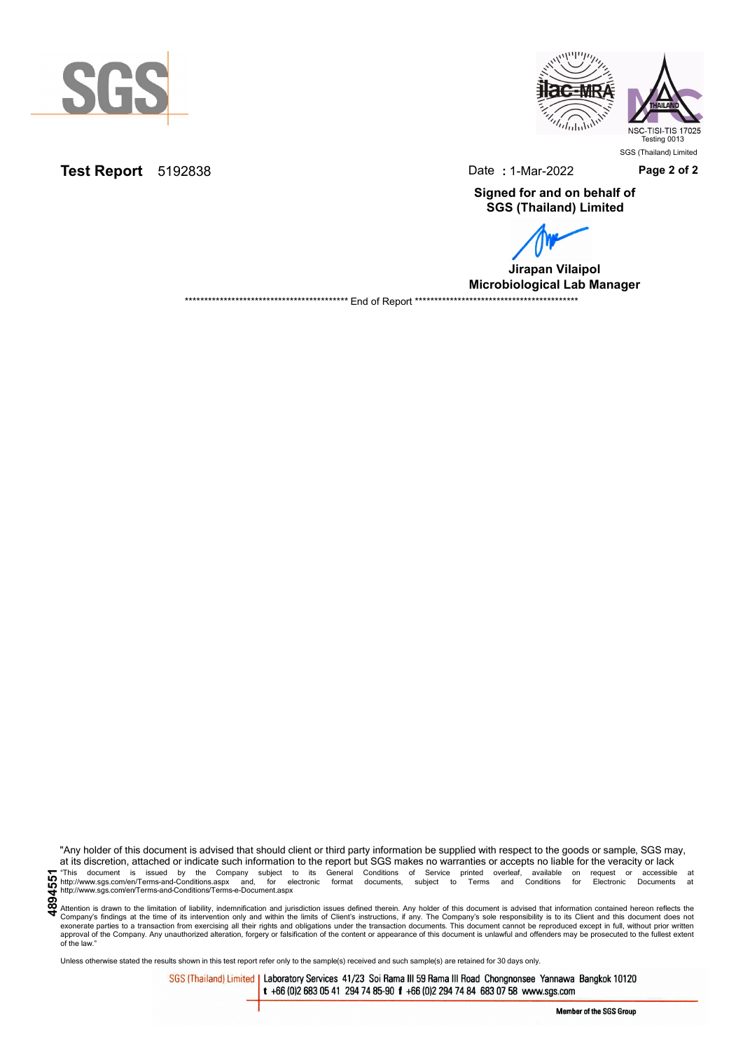**Test Report** 5192838

Date : 1-Mar-2022

**Signed for and on behalf of SGS (Thailand) Limited**

**Jirapan Vilaipol**
**Microbiological Lab Manager**

******************************************** End of Report ********************************************

"Any holder of this document is advised that should client or third party information be supplied with respect to the goods or sample, SGS may, at its discretion, attached or indicate such information to the report but SGS makes no warranties or accepts no liable for the veracity or lack

"This document is issued by the Company subject to its General Conditions of Service printed overleaf, available on request or accessible at http://www.sgs.com/en/Terms-and-Conditions.aspx and, for electronic format documents, subject to Terms and Conditions for Electronic Documents at http://www.sgs.com/en/Terms-and-Conditions/Terms-e-Document.aspx

Attention is drawn to the limitation of liability, indemnification and jurisdiction issues defined therein. Any holder of this document is advised that information contained hereon reflects the Company's findings at the time of its intervention only and within the limits of Client's instructions, if any. The Company's sole responsibility is to its Client and this document does not exonerate parties to a transaction from exercising all their rights and obligations under the transaction documents. This document cannot be reproduced except in full, without prior written approval of the Company. Any unauthorized alteration, forgery or falsification of the content or appearance of this document is unlawful and offenders may be prosecuted to the fullest extent of the law."

Unless otherwise stated the results shown in this test report refer only to the sample(s) received and such sample(s) are retained for 30 days only.

SGS (Thailand) Limited | Laboratory Services 41/23 Soi Rama III 59 Rama III Road Chongnonsee Yannawa Bangkok 10120
t +66 (0)2 683 05 41 294 74 85-90 f +66 (0)2 294 74 84 683 07 58 www.sgs.com

Member of the SGS Group